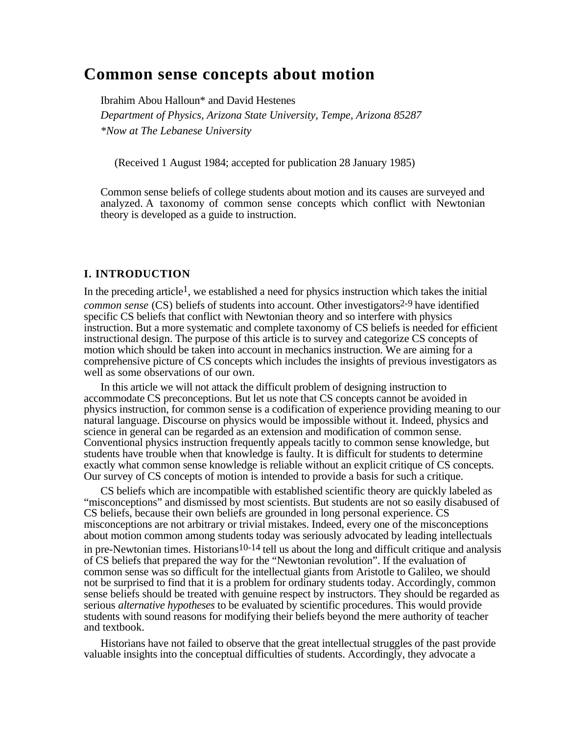# Common sense concepts about motion

Ibrahim Abou Halloun* and David Hestenes

*Department of Physics, Arizona State University, Tempe, Arizona 85287*

*\*Now at The Lebanese University*

(Received 1 August 1984; accepted for publication 28 January 1985)

Common sense beliefs of college students about motion and its causes are surveyed and analyzed. A taxonomy of common sense concepts which conflict with Newtonian theory is developed as a guide to instruction.

## I. INTRODUCTION

In the preceding article[1], we established a need for physics instruction which takes the initial *common sense* (CS) beliefs of students into account. Other investigators[2-9] have identified specific CS beliefs that conflict with Newtonian theory and so interfere with physics instruction. But a more systematic and complete taxonomy of CS beliefs is needed for efficient instructional design. The purpose of this article is to survey and categorize CS concepts of motion which should be taken into account in mechanics instruction. We are aiming for a comprehensive picture of CS concepts which includes the insights of previous investigators as well as some observations of our own.

In this article we will not attack the difficult problem of designing instruction to accommodate CS preconceptions. But let us note that CS concepts cannot be avoided in physics instruction, for common sense is a codification of experience providing meaning to our natural language. Discourse on physics would be impossible without it. Indeed, physics and science in general can be regarded as an extension and modification of common sense. Conventional physics instruction frequently appeals tacitly to common sense knowledge, but students have trouble when that knowledge is faulty. It is difficult for students to determine exactly what common sense knowledge is reliable without an explicit critique of CS concepts. Our survey of CS concepts of motion is intended to provide a basis for such a critique.

CS beliefs which are incompatible with established scientific theory are quickly labeled as "misconceptions" and dismissed by most scientists. But students are not so easily disabused of CS beliefs, because their own beliefs are grounded in long personal experience. CS misconceptions are not arbitrary or trivial mistakes. Indeed, every one of the misconceptions about motion common among students today was seriously advocated by leading intellectuals in pre-Newtonian times. Historians[10-14] tell us about the long and difficult critique and analysis of CS beliefs that prepared the way for the "Newtonian revolution". If the evaluation of common sense was so difficult for the intellectual giants from Aristotle to Galileo, we should not be surprised to find that it is a problem for ordinary students today. Accordingly, common sense beliefs should be treated with genuine respect by instructors. They should be regarded as serious *alternative hypotheses* to be evaluated by scientific procedures. This would provide students with sound reasons for modifying their beliefs beyond the mere authority of teacher and textbook.

Historians have not failed to observe that the great intellectual struggles of the past provide valuable insights into the conceptual difficulties of students. Accordingly, they advocate a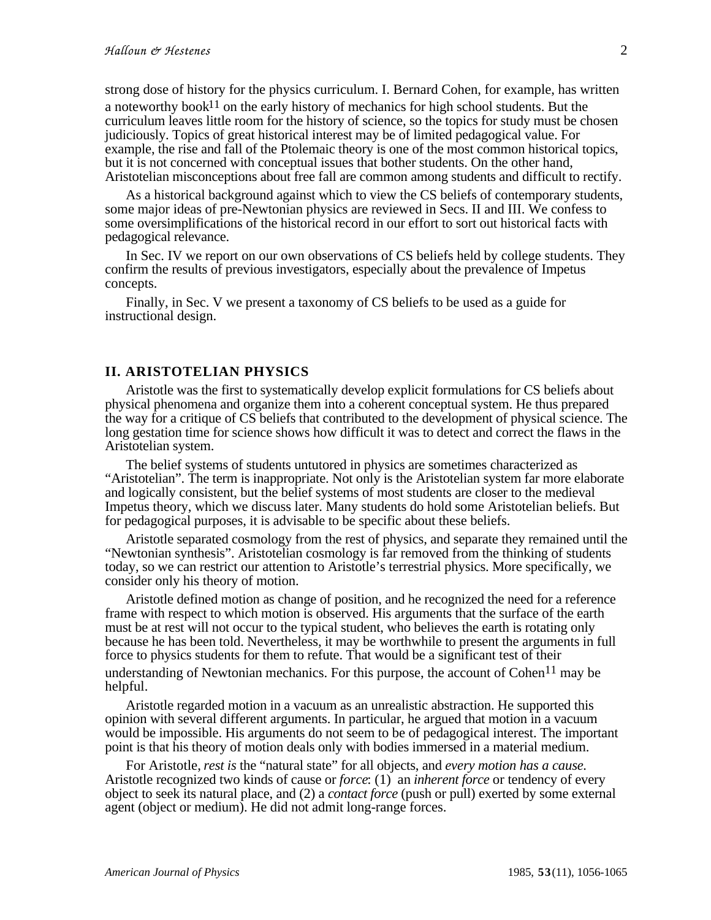strong dose of history for the physics curriculum. I. Bernard Cohen, for example, has written a noteworthy book[11] on the early history of mechanics for high school students. But the curriculum leaves little room for the history of science, so the topics for study must be chosen judiciously. Topics of great historical interest may be of limited pedagogical value. For example, the rise and fall of the Ptolemaic theory is one of the most common historical topics, but it is not concerned with conceptual issues that bother students. On the other hand, Aristotelian misconceptions about free fall are common among students and difficult to rectify.

As a historical background against which to view the CS beliefs of contemporary students, some major ideas of pre-Newtonian physics are reviewed in Secs. II and III. We confess to some oversimplifications of the historical record in our effort to sort out historical facts with pedagogical relevance.

In Sec. IV we report on our own observations of CS beliefs held by college students. They confirm the results of previous investigators, especially about the prevalence of Impetus concepts.

Finally, in Sec. V we present a taxonomy of CS beliefs to be used as a guide for instructional design.

## II. ARISTOTELIAN PHYSICS

Aristotle was the first to systematically develop explicit formulations for CS beliefs about physical phenomena and organize them into a coherent conceptual system. He thus prepared the way for a critique of CS beliefs that contributed to the development of physical science. The long gestation time for science shows how difficult it was to detect and correct the flaws in the Aristotelian system.

The belief systems of students untutored in physics are sometimes characterized as "Aristotelian". The term is inappropriate. Not only is the Aristotelian system far more elaborate and logically consistent, but the belief systems of most students are closer to the medieval Impetus theory, which we discuss later. Many students do hold some Aristotelian beliefs. But for pedagogical purposes, it is advisable to be specific about these beliefs.

Aristotle separated cosmology from the rest of physics, and separate they remained until the "Newtonian synthesis". Aristotelian cosmology is far removed from the thinking of students today, so we can restrict our attention to Aristotle's terrestrial physics. More specifically, we consider only his theory of motion.

Aristotle defined motion as change of position, and he recognized the need for a reference frame with respect to which motion is observed. His arguments that the surface of the earth must be at rest will not occur to the typical student, who believes the earth is rotating only because he has been told. Nevertheless, it may be worthwhile to present the arguments in full force to physics students for them to refute. That would be a significant test of their understanding of Newtonian mechanics. For this purpose, the account of Cohen[11] may be helpful.

Aristotle regarded motion in a vacuum as an unrealistic abstraction. He supported this opinion with several different arguments. In particular, he argued that motion in a vacuum would be impossible. His arguments do not seem to be of pedagogical interest. The important point is that his theory of motion deals only with bodies immersed in a material medium.

For Aristotle, *rest is* the "natural state" for all objects, and *every motion has a cause.* Aristotle recognized two kinds of cause or *force*: (1) an *inherent force* or tendency of every object to seek its natural place, and (2) a *contact force* (push or pull) exerted by some external agent (object or medium). He did not admit long-range forces.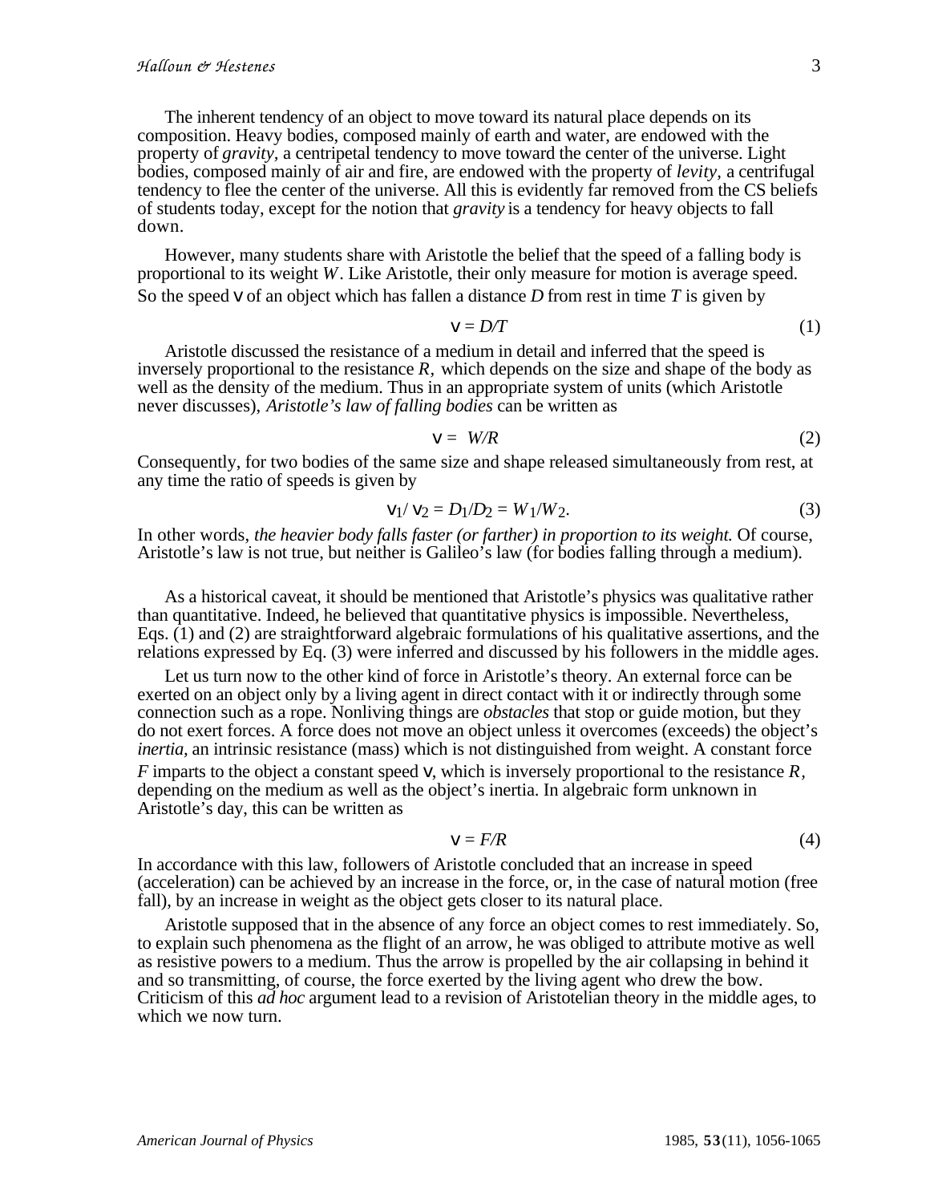The inherent tendency of an object to move toward its natural place depends on its composition. Heavy bodies, composed mainly of earth and water, are endowed with the property of *gravity,* a centripetal tendency to move toward the center of the universe. Light bodies, composed mainly of air and fire, are endowed with the property of *levity,* a centrifugal tendency to flee the center of the universe. All this is evidently far removed from the CS beliefs of students today, except for the notion that *gravity* is a tendency for heavy objects to fall down.

However, many students share with Aristotle the belief that the speed of a falling body is proportional to its weight $W$. Like Aristotle, their only measure for motion is average speed. So the speed $v$ of an object which has fallen a distance $D$ from rest in time $T$ is given by

$$v = D/T \tag{1}$$

Aristotle discussed the resistance of a medium in detail and inferred that the speed is inversely proportional to the resistance $R$, which depends on the size and shape of the body as well as the density of the medium. Thus in an appropriate system of units (which Aristotle never discusses), *Aristotle's law of falling bodies* can be written as

$$v = W/R \tag{2}$$

Consequently, for two bodies of the same size and shape released simultaneously from rest, at any time the ratio of speeds is given by

$$v_1/ v_2 = D_1/D_2 = W_1/W_2. \tag{3}$$

In other words, *the heavier body falls faster (or farther) in proportion to its weight.* Of course, Aristotle's law is not true, but neither is Galileo's law (for bodies falling through a medium).

As a historical caveat, it should be mentioned that Aristotle's physics was qualitative rather than quantitative. Indeed, he believed that quantitative physics is impossible. Nevertheless, Eqs. (1) and (2) are straightforward algebraic formulations of his qualitative assertions, and the relations expressed by Eq. (3) were inferred and discussed by his followers in the middle ages.

Let us turn now to the other kind of force in Aristotle's theory. An external force can be exerted on an object only by a living agent in direct contact with it or indirectly through some connection such as a rope. Nonliving things are *obstacles* that stop or guide motion, but they do not exert forces. A force does not move an object unless it overcomes (exceeds) the object's *inertia,* an intrinsic resistance (mass) which is not distinguished from weight. A constant force $F$ imparts to the object a constant speed $v$, which is inversely proportional to the resistance $R$, depending on the medium as well as the object's inertia. In algebraic form unknown in Aristotle's day, this can be written as

$$v = F/R \tag{4}$$

In accordance with this law, followers of Aristotle concluded that an increase in speed (acceleration) can be achieved by an increase in the force, or, in the case of natural motion (free fall), by an increase in weight as the object gets closer to its natural place.

Aristotle supposed that in the absence of any force an object comes to rest immediately. So, to explain such phenomena as the flight of an arrow, he was obliged to attribute motive as well as resistive powers to a medium. Thus the arrow is propelled by the air collapsing in behind it and so transmitting, of course, the force exerted by the living agent who drew the bow. Criticism of this *ad hoc* argument lead to a revision of Aristotelian theory in the middle ages, to which we now turn.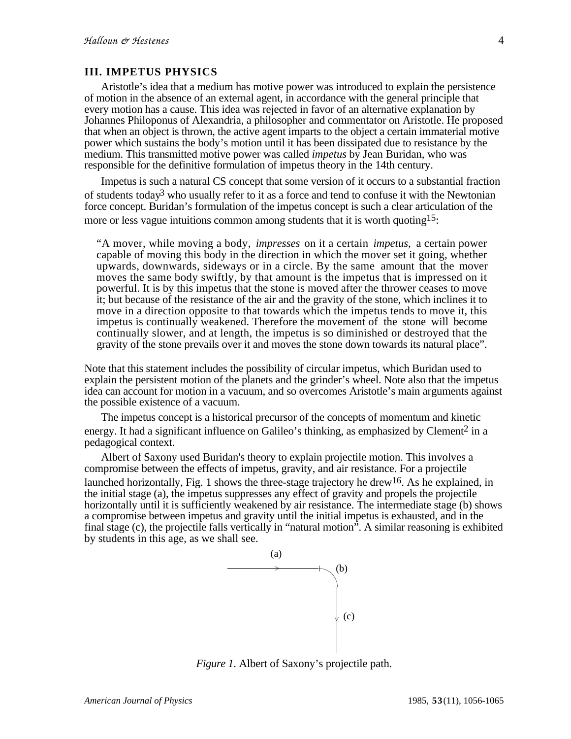## III. IMPETUS PHYSICS

Aristotle's idea that a medium has motive power was introduced to explain the persistence of motion in the absence of an external agent, in accordance with the general principle that every motion has a cause. This idea was rejected in favor of an alternative explanation by Johannes Philoponus of Alexandria, a philosopher and commentator on Aristotle. He proposed that when an object is thrown, the active agent imparts to the object a certain immaterial motive power which sustains the body's motion until it has been dissipated due to resistance by the medium. This transmitted motive power was called *impetus* by Jean Buridan, who was responsible for the definitive formulation of impetus theory in the 14th century.

Impetus is such a natural CS concept that some version of it occurs to a substantial fraction of students today[3] who usually refer to it as a force and tend to confuse it with the Newtonian force concept. Buridan's formulation of the impetus concept is such a clear articulation of the more or less vague intuitions common among students that it is worth quoting[15]:

> "A mover, while moving a body, *impresses* on it a certain *impetus*, a certain power capable of moving this body in the direction in which the mover set it going, whether upwards, downwards, sideways or in a circle. By the same amount that the mover moves the same body swiftly, by that amount is the impetus that is impressed on it powerful. It is by this impetus that the stone is moved after the thrower ceases to move it; but because of the resistance of the air and the gravity of the stone, which inclines it to move in a direction opposite to that towards which the impetus tends to move it, this impetus is continually weakened. Therefore the movement of the stone will become continually slower, and at length, the impetus is so diminished or destroyed that the gravity of the stone prevails over it and moves the stone down towards its natural place".

Note that this statement includes the possibility of circular impetus, which Buridan used to explain the persistent motion of the planets and the grinder's wheel. Note also that the impetus idea can account for motion in a vacuum, and so overcomes Aristotle's main arguments against the possible existence of a vacuum.

The impetus concept is a historical precursor of the concepts of momentum and kinetic energy. It had a significant influence on Galileo's thinking, as emphasized by Clement[2] in a pedagogical context.

Albert of Saxony used Buridan's theory to explain projectile motion. This involves a compromise between the effects of impetus, gravity, and air resistance. For a projectile launched horizontally, Fig. 1 shows the three-stage trajectory he drew[16]. As he explained, in the initial stage (a), the impetus suppresses any effect of gravity and propels the projectile horizontally until it is sufficiently weakened by air resistance. The intermediate stage (b) shows a compromise between impetus and gravity until the initial impetus is exhausted, and in the final stage (c), the projectile falls vertically in "natural motion". A similar reasoning is exhibited by students in this age, as we shall see.

*Figure 1.* Albert of Saxony's projectile path.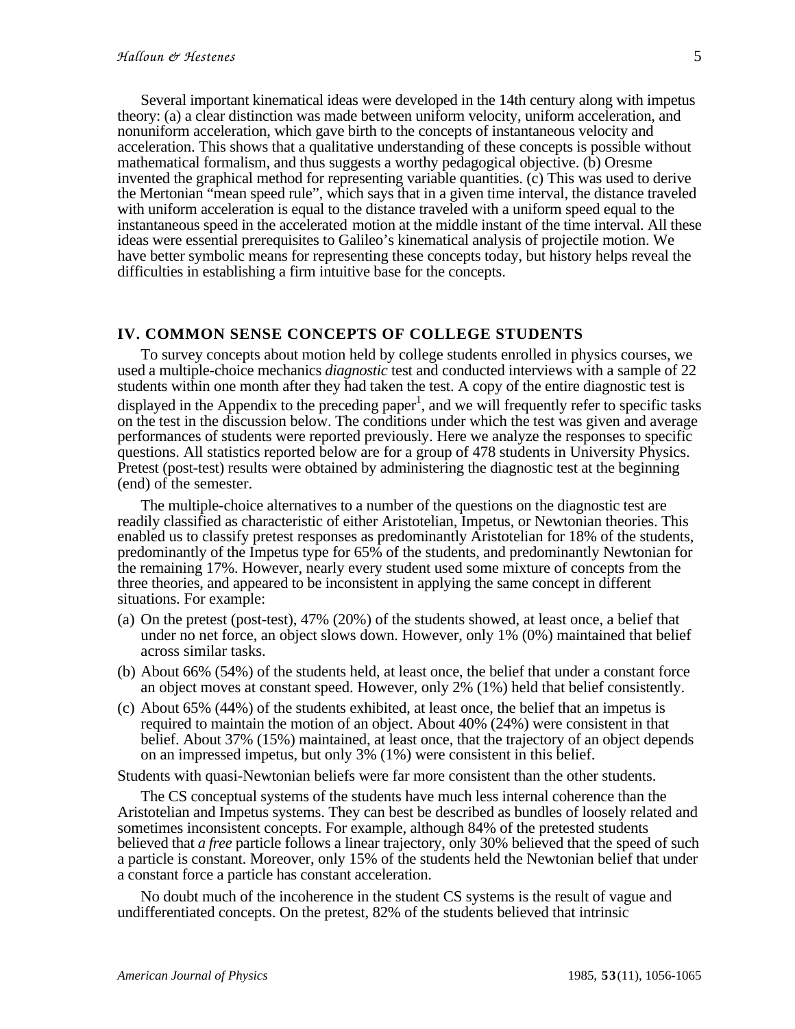Several important kinematical ideas were developed in the 14th century along with impetus theory: (a) a clear distinction was made between uniform velocity, uniform acceleration, and nonuniform acceleration, which gave birth to the concepts of instantaneous velocity and acceleration. This shows that a qualitative understanding of these concepts is possible without mathematical formalism, and thus suggests a worthy pedagogical objective. (b) Oresme invented the graphical method for representing variable quantities. (c) This was used to derive the Mertonian "mean speed rule", which says that in a given time interval, the distance traveled with uniform acceleration is equal to the distance traveled with a uniform speed equal to the instantaneous speed in the accelerated motion at the middle instant of the time interval. All these ideas were essential prerequisites to Galileo's kinematical analysis of projectile motion. We have better symbolic means for representing these concepts today, but history helps reveal the difficulties in establishing a firm intuitive base for the concepts.

## IV. COMMON SENSE CONCEPTS OF COLLEGE STUDENTS

To survey concepts about motion held by college students enrolled in physics courses, we used a multiple-choice mechanics *diagnostic* test and conducted interviews with a sample of 22 students within one month after they had taken the test. A copy of the entire diagnostic test is displayed in the Appendix to the preceding paper[1], and we will frequently refer to specific tasks on the test in the discussion below. The conditions under which the test was given and average performances of students were reported previously. Here we analyze the responses to specific questions. All statistics reported below are for a group of 478 students in University Physics. Pretest (post-test) results were obtained by administering the diagnostic test at the beginning (end) of the semester.

The multiple-choice alternatives to a number of the questions on the diagnostic test are readily classified as characteristic of either Aristotelian, Impetus, or Newtonian theories. This enabled us to classify pretest responses as predominantly Aristotelian for 18% of the students, predominantly of the Impetus type for 65% of the students, and predominantly Newtonian for the remaining 17%. However, nearly every student used some mixture of concepts from the three theories, and appeared to be inconsistent in applying the same concept in different situations. For example:

(a) On the pretest (post-test), 47% (20%) of the students showed, at least once, a belief that under no net force, an object slows down. However, only 1% (0%) maintained that belief across similar tasks.

(b) About 66% (54%) of the students held, at least once, the belief that under a constant force an object moves at constant speed. However, only 2% (1%) held that belief consistently.

(c) About 65% (44%) of the students exhibited, at least once, the belief that an impetus is required to maintain the motion of an object. About 40% (24%) were consistent in that belief. About 37% (15%) maintained, at least once, that the trajectory of an object depends on an impressed impetus, but only 3% (1%) were consistent in this belief.

Students with quasi-Newtonian beliefs were far more consistent than the other students.

The CS conceptual systems of the students have much less internal coherence than the Aristotelian and Impetus systems. They can best be described as bundles of loosely related and sometimes inconsistent concepts. For example, although 84% of the pretested students believed that *a free* particle follows a linear trajectory, only 30% believed that the speed of such a particle is constant. Moreover, only 15% of the students held the Newtonian belief that under a constant force a particle has constant acceleration.

No doubt much of the incoherence in the student CS systems is the result of vague and undifferentiated concepts. On the pretest, 82% of the students believed that intrinsic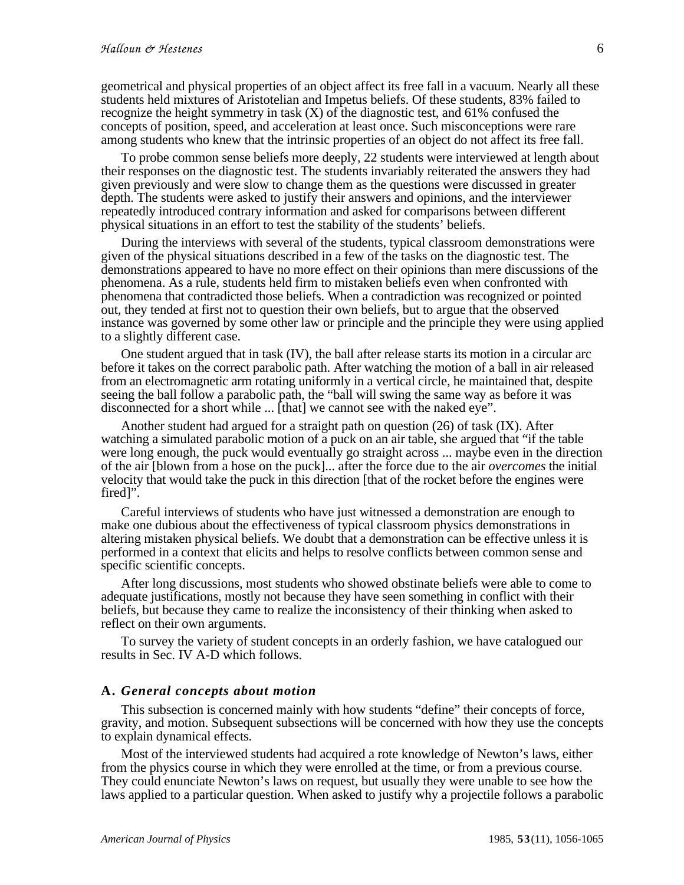geometrical and physical properties of an object affect its free fall in a vacuum. Nearly all these students held mixtures of Aristotelian and Impetus beliefs. Of these students, 83% failed to recognize the height symmetry in task (X) of the diagnostic test, and 61% confused the concepts of position, speed, and acceleration at least once. Such misconceptions were rare among students who knew that the intrinsic properties of an object do not affect its free fall.

To probe common sense beliefs more deeply, 22 students were interviewed at length about their responses on the diagnostic test. The students invariably reiterated the answers they had given previously and were slow to change them as the questions were discussed in greater depth. The students were asked to justify their answers and opinions, and the interviewer repeatedly introduced contrary information and asked for comparisons between different physical situations in an effort to test the stability of the students' beliefs.

During the interviews with several of the students, typical classroom demonstrations were given of the physical situations described in a few of the tasks on the diagnostic test. The demonstrations appeared to have no more effect on their opinions than mere discussions of the phenomena. As a rule, students held firm to mistaken beliefs even when confronted with phenomena that contradicted those beliefs. When a contradiction was recognized or pointed out, they tended at first not to question their own beliefs, but to argue that the observed instance was governed by some other law or principle and the principle they were using applied to a slightly different case.

One student argued that in task (IV), the ball after release starts its motion in a circular arc before it takes on the correct parabolic path. After watching the motion of a ball in air released from an electromagnetic arm rotating uniformly in a vertical circle, he maintained that, despite seeing the ball follow a parabolic path, the "ball will swing the same way as before it was disconnected for a short while ... [that] we cannot see with the naked eye".

Another student had argued for a straight path on question (26) of task (IX). After watching a simulated parabolic motion of a puck on an air table, she argued that "if the table were long enough, the puck would eventually go straight across ... maybe even in the direction of the air [blown from a hose on the puck]... after the force due to the air *overcomes* the initial velocity that would take the puck in this direction [that of the rocket before the engines were fired]".

Careful interviews of students who have just witnessed a demonstration are enough to make one dubious about the effectiveness of typical classroom physics demonstrations in altering mistaken physical beliefs. We doubt that a demonstration can be effective unless it is performed in a context that elicits and helps to resolve conflicts between common sense and specific scientific concepts.

After long discussions, most students who showed obstinate beliefs were able to come to adequate justifications, mostly not because they have seen something in conflict with their beliefs, but because they came to realize the inconsistency of their thinking when asked to reflect on their own arguments.

To survey the variety of student concepts in an orderly fashion, we have catalogued our results in Sec. IV A-D which follows.

### A. *General concepts about motion*

This subsection is concerned mainly with how students "define" their concepts of force, gravity, and motion. Subsequent subsections will be concerned with how they use the concepts to explain dynamical effects.

Most of the interviewed students had acquired a rote knowledge of Newton's laws, either from the physics course in which they were enrolled at the time, or from a previous course. They could enunciate Newton's laws on request, but usually they were unable to see how the laws applied to a particular question. When asked to justify why a projectile follows a parabolic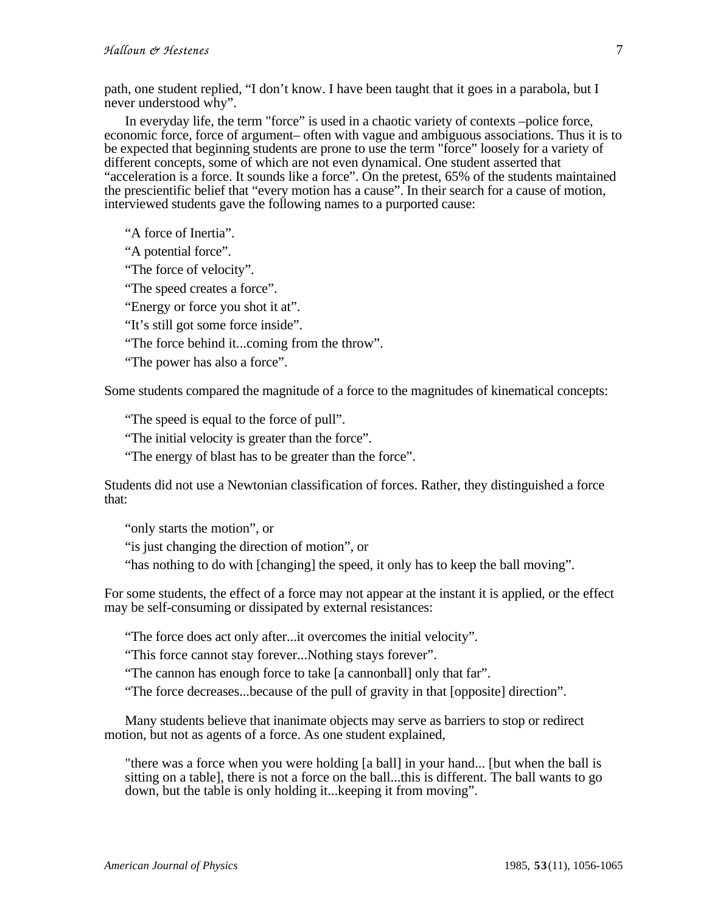path, one student replied, “I don’t know. I have been taught that it goes in a parabola, but I never understood why”.

In everyday life, the term "force” is used in a chaotic variety of contexts –police force, economic force, force of argument– often with vague and ambiguous associations. Thus it is to be expected that beginning students are prone to use the term "force” loosely for a variety of different concepts, some of which are not even dynamical. One student asserted that “acceleration is a force. It sounds like a force”. On the pretest, 65% of the students maintained the prescientific belief that “every motion has a cause”. In their search for a cause of motion, interviewed students gave the following names to a purported cause:

> “A force of Inertia”.
>
> “A potential force”.
>
> “The force of velocity”.
>
> “The speed creates a force”.
>
> “Energy or force you shot it at”.
>
> “It’s still got some force inside”.
>
> “The force behind it...coming from the throw”.
>
> “The power has also a force”.

Some students compared the magnitude of a force to the magnitudes of kinematical concepts:

> “The speed is equal to the force of pull”.
>
> “The initial velocity is greater than the force”.
>
> “The energy of blast has to be greater than the force”.

Students did not use a Newtonian classification of forces. Rather, they distinguished a force that:

> “only starts the motion”, or
>
> “is just changing the direction of motion”, or
>
> “has nothing to do with [changing] the speed, it only has to keep the ball moving”.

For some students, the effect of a force may not appear at the instant it is applied, or the effect may be self-consuming or dissipated by external resistances:

> “The force does act only after...it overcomes the initial velocity”.
>
> “This force cannot stay forever...Nothing stays forever”.
>
> “The cannon has enough force to take [a cannonball] only that far”.
>
> “The force decreases...because of the pull of gravity in that [opposite] direction”.

Many students believe that inanimate objects may serve as barriers to stop or redirect motion, but not as agents of a force. As one student explained,

> "there was a force when you were holding [a ball] in your hand... [but when the ball is sitting on a table], there is not a force on the ball...this is different. The ball wants to go down, but the table is only holding it...keeping it from moving”.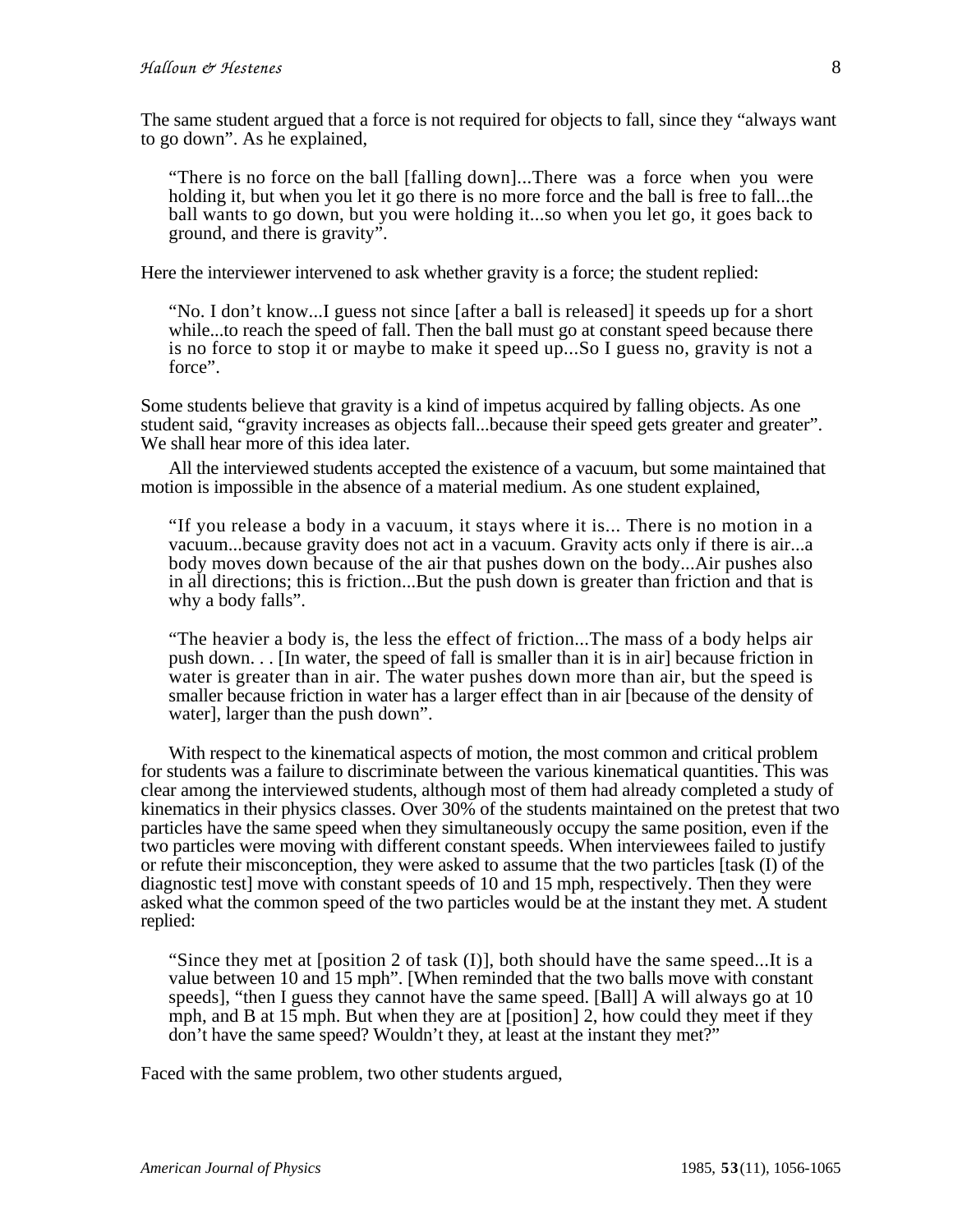The same student argued that a force is not required for objects to fall, since they "always want to go down". As he explained,

> "There is no force on the ball [falling down]...There was a force when you were holding it, but when you let it go there is no more force and the ball is free to fall...the ball wants to go down, but you were holding it...so when you let go, it goes back to ground, and there is gravity".

Here the interviewer intervened to ask whether gravity is a force; the student replied:

> "No. I don't know...I guess not since [after a ball is released] it speeds up for a short while...to reach the speed of fall. Then the ball must go at constant speed because there is no force to stop it or maybe to make it speed up...So I guess no, gravity is not a force".

Some students believe that gravity is a kind of impetus acquired by falling objects. As one student said, "gravity increases as objects fall...because their speed gets greater and greater". We shall hear more of this idea later.

All the interviewed students accepted the existence of a vacuum, but some maintained that motion is impossible in the absence of a material medium. As one student explained,

> "If you release a body in a vacuum, it stays where it is... There is no motion in a vacuum...because gravity does not act in a vacuum. Gravity acts only if there is air...a body moves down because of the air that pushes down on the body...Air pushes also in all directions; this is friction...But the push down is greater than friction and that is why a body falls".
>
> "The heavier a body is, the less the effect of friction...The mass of a body helps air push down. . . [In water, the speed of fall is smaller than it is in air] because friction in water is greater than in air. The water pushes down more than air, but the speed is smaller because friction in water has a larger effect than in air [because of the density of water], larger than the push down".

With respect to the kinematical aspects of motion, the most common and critical problem for students was a failure to discriminate between the various kinematical quantities. This was clear among the interviewed students, although most of them had already completed a study of kinematics in their physics classes. Over 30% of the students maintained on the pretest that two particles have the same speed when they simultaneously occupy the same position, even if the two particles were moving with different constant speeds. When interviewees failed to justify or refute their misconception, they were asked to assume that the two particles [task (I) of the diagnostic test] move with constant speeds of 10 and 15 mph, respectively. Then they were asked what the common speed of the two particles would be at the instant they met. A student replied:

> "Since they met at [position 2 of task (I)], both should have the same speed...It is a value between 10 and 15 mph". [When reminded that the two balls move with constant speeds], "then I guess they cannot have the same speed. [Ball] A will always go at 10 mph, and B at 15 mph. But when they are at [position] 2, how could they meet if they don't have the same speed? Wouldn't they, at least at the instant they met?"

Faced with the same problem, two other students argued,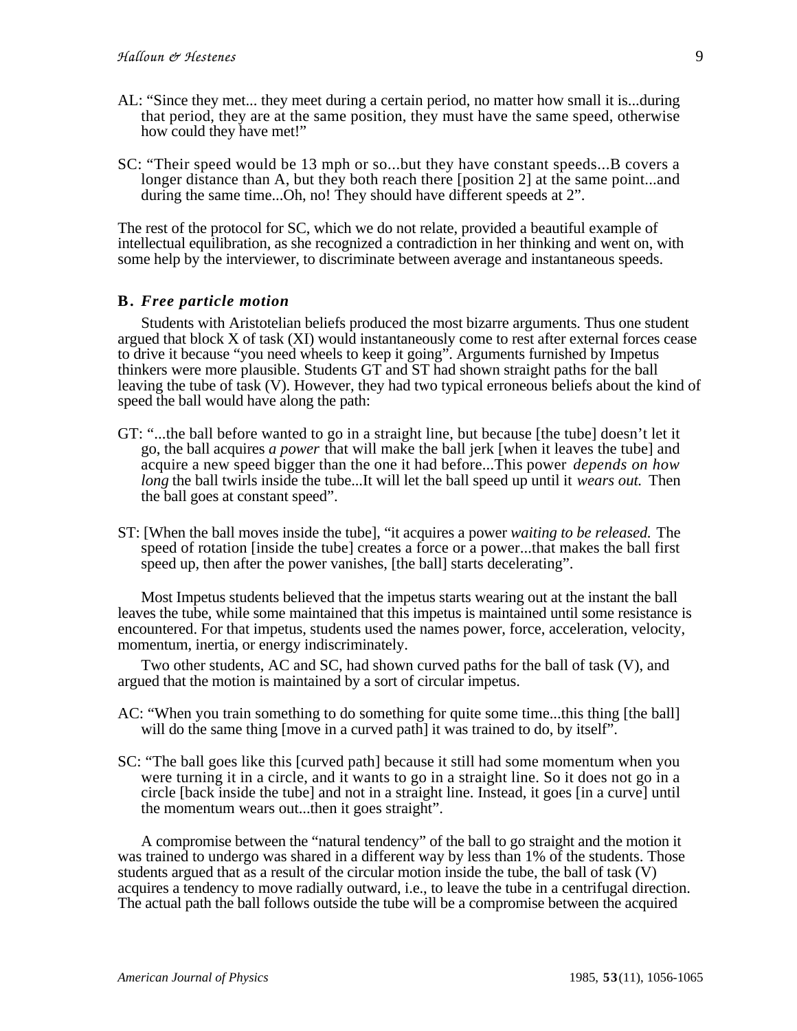AL: "Since they met... they meet during a certain period, no matter how small it is...during that period, they are at the same position, they must have the same speed, otherwise how could they have met!"

SC: "Their speed would be 13 mph or so...but they have constant speeds...B covers a longer distance than A, but they both reach there [position 2] at the same point...and during the same time...Oh, no! They should have different speeds at 2".

The rest of the protocol for SC, which we do not relate, provided a beautiful example of intellectual equilibration, as she recognized a contradiction in her thinking and went on, with some help by the interviewer, to discriminate between average and instantaneous speeds.

### B. *Free particle motion*

Students with Aristotelian beliefs produced the most bizarre arguments. Thus one student argued that block X of task (XI) would instantaneously come to rest after external forces cease to drive it because "you need wheels to keep it going". Arguments furnished by Impetus thinkers were more plausible. Students GT and ST had shown straight paths for the ball leaving the tube of task (V). However, they had two typical erroneous beliefs about the kind of speed the ball would have along the path:

GT: "...the ball before wanted to go in a straight line, but because [the tube] doesn't let it go, the ball acquires *a power* that will make the ball jerk [when it leaves the tube] and acquire a new speed bigger than the one it had before...This power *depends on how long* the ball twirls inside the tube...It will let the ball speed up until it *wears out.* Then the ball goes at constant speed".

ST: [When the ball moves inside the tube], "it acquires a power *waiting to be released.* The speed of rotation [inside the tube] creates a force or a power...that makes the ball first speed up, then after the power vanishes, [the ball] starts decelerating".

Most Impetus students believed that the impetus starts wearing out at the instant the ball leaves the tube, while some maintained that this impetus is maintained until some resistance is encountered. For that impetus, students used the names power, force, acceleration, velocity, momentum, inertia, or energy indiscriminately.

Two other students, AC and SC, had shown curved paths for the ball of task (V), and argued that the motion is maintained by a sort of circular impetus.

AC: "When you train something to do something for quite some time...this thing [the ball] will do the same thing [move in a curved path] it was trained to do, by itself".

SC: "The ball goes like this [curved path] because it still had some momentum when you were turning it in a circle, and it wants to go in a straight line. So it does not go in a circle [back inside the tube] and not in a straight line. Instead, it goes [in a curve] until the momentum wears out...then it goes straight".

A compromise between the "natural tendency" of the ball to go straight and the motion it was trained to undergo was shared in a different way by less than 1% of the students. Those students argued that as a result of the circular motion inside the tube, the ball of task (V) acquires a tendency to move radially outward, i.e., to leave the tube in a centrifugal direction. The actual path the ball follows outside the tube will be a compromise between the acquired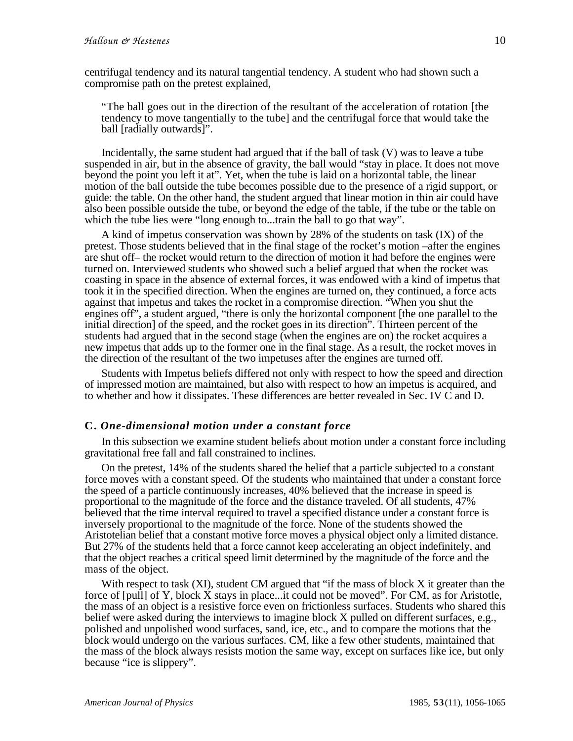centrifugal tendency and its natural tangential tendency. A student who had shown such a compromise path on the pretest explained,

> "The ball goes out in the direction of the resultant of the acceleration of rotation [the tendency to move tangentially to the tube] and the centrifugal force that would take the ball [radially outwards]".

Incidentally, the same student had argued that if the ball of task (V) was to leave a tube suspended in air, but in the absence of gravity, the ball would "stay in place. It does not move beyond the point you left it at". Yet, when the tube is laid on a horizontal table, the linear motion of the ball outside the tube becomes possible due to the presence of a rigid support, or guide: the table. On the other hand, the student argued that linear motion in thin air could have also been possible outside the tube, or beyond the edge of the table, if the tube or the table on which the tube lies were "long enough to...train the ball to go that way".

A kind of impetus conservation was shown by 28% of the students on task (IX) of the pretest. Those students believed that in the final stage of the rocket's motion –after the engines are shut off– the rocket would return to the direction of motion it had before the engines were turned on. Interviewed students who showed such a belief argued that when the rocket was coasting in space in the absence of external forces, it was endowed with a kind of impetus that took it in the specified direction. When the engines are turned on, they continued, a force acts against that impetus and takes the rocket in a compromise direction. "When you shut the engines off", a student argued, "there is only the horizontal component [the one parallel to the initial direction] of the speed, and the rocket goes in its direction". Thirteen percent of the students had argued that in the second stage (when the engines are on) the rocket acquires a new impetus that adds up to the former one in the final stage. As a result, the rocket moves in the direction of the resultant of the two impetuses after the engines are turned off.

Students with Impetus beliefs differed not only with respect to how the speed and direction of impressed motion are maintained, but also with respect to how an impetus is acquired, and to whether and how it dissipates. These differences are better revealed in Sec. IV C and D.

### C. *One-dimensional motion under a constant force*

In this subsection we examine student beliefs about motion under a constant force including gravitational free fall and fall constrained to inclines.

On the pretest, 14% of the students shared the belief that a particle subjected to a constant force moves with a constant speed. Of the students who maintained that under a constant force the speed of a particle continuously increases, 40% believed that the increase in speed is proportional to the magnitude of the force and the distance traveled. Of all students, 47% believed that the time interval required to travel a specified distance under a constant force is inversely proportional to the magnitude of the force. None of the students showed the Aristotelian belief that a constant motive force moves a physical object only a limited distance. But 27% of the students held that a force cannot keep accelerating an object indefinitely, and that the object reaches a critical speed limit determined by the magnitude of the force and the mass of the object.

With respect to task (XI), student CM argued that "if the mass of block X it greater than the force of [pull] of Y, block X stays in place...it could not be moved". For CM, as for Aristotle, the mass of an object is a resistive force even on frictionless surfaces. Students who shared this belief were asked during the interviews to imagine block X pulled on different surfaces, e.g., polished and unpolished wood surfaces, sand, ice, etc., and to compare the motions that the block would undergo on the various surfaces. CM, like a few other students, maintained that the mass of the block always resists motion the same way, except on surfaces like ice, but only because "ice is slippery".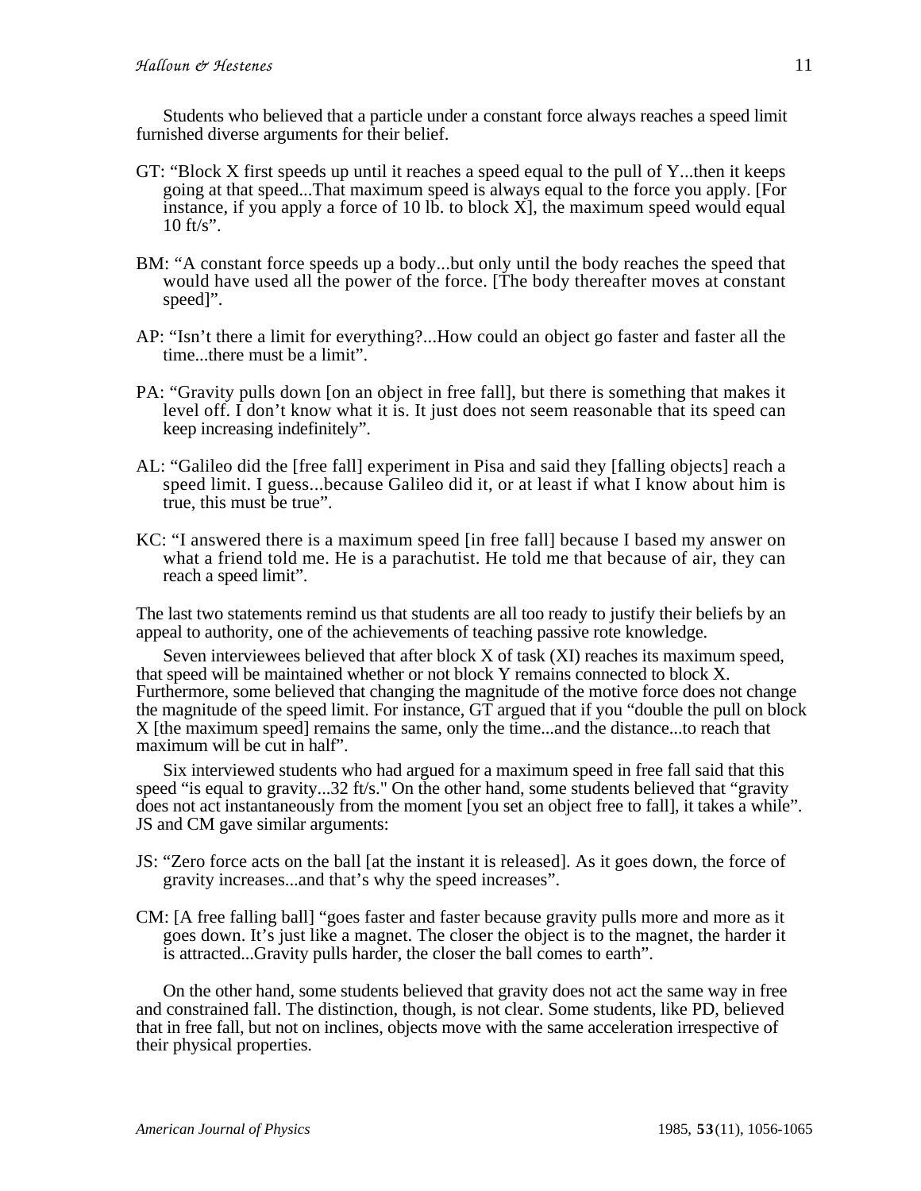Students who believed that a particle under a constant force always reaches a speed limit furnished diverse arguments for their belief.

GT: "Block X first speeds up until it reaches a speed equal to the pull of Y...then it keeps going at that speed...That maximum speed is always equal to the force you apply. [For instance, if you apply a force of 10 lb. to block X], the maximum speed would equal 10 ft/s".

BM: "A constant force speeds up a body...but only until the body reaches the speed that would have used all the power of the force. [The body thereafter moves at constant speed]".

AP: "Isn't there a limit for everything?...How could an object go faster and faster all the time...there must be a limit".

PA: "Gravity pulls down [on an object in free fall], but there is something that makes it level off. I don't know what it is. It just does not seem reasonable that its speed can keep increasing indefinitely".

AL: "Galileo did the [free fall] experiment in Pisa and said they [falling objects] reach a speed limit. I guess...because Galileo did it, or at least if what I know about him is true, this must be true".

KC: "I answered there is a maximum speed [in free fall] because I based my answer on what a friend told me. He is a parachutist. He told me that because of air, they can reach a speed limit".

The last two statements remind us that students are all too ready to justify their beliefs by an appeal to authority, one of the achievements of teaching passive rote knowledge.

Seven interviewees believed that after block X of task (XI) reaches its maximum speed, that speed will be maintained whether or not block Y remains connected to block X. Furthermore, some believed that changing the magnitude of the motive force does not change the magnitude of the speed limit. For instance, GT argued that if you "double the pull on block X [the maximum speed] remains the same, only the time...and the distance...to reach that maximum will be cut in half".

Six interviewed students who had argued for a maximum speed in free fall said that this speed "is equal to gravity...32 ft/s." On the other hand, some students believed that "gravity does not act instantaneously from the moment [you set an object free to fall], it takes a while". JS and CM gave similar arguments:

JS: "Zero force acts on the ball [at the instant it is released]. As it goes down, the force of gravity increases...and that's why the speed increases".

CM: [A free falling ball] "goes faster and faster because gravity pulls more and more as it goes down. It's just like a magnet. The closer the object is to the magnet, the harder it is attracted...Gravity pulls harder, the closer the ball comes to earth".

On the other hand, some students believed that gravity does not act the same way in free and constrained fall. The distinction, though, is not clear. Some students, like PD, believed that in free fall, but not on inclines, objects move with the same acceleration irrespective of their physical properties.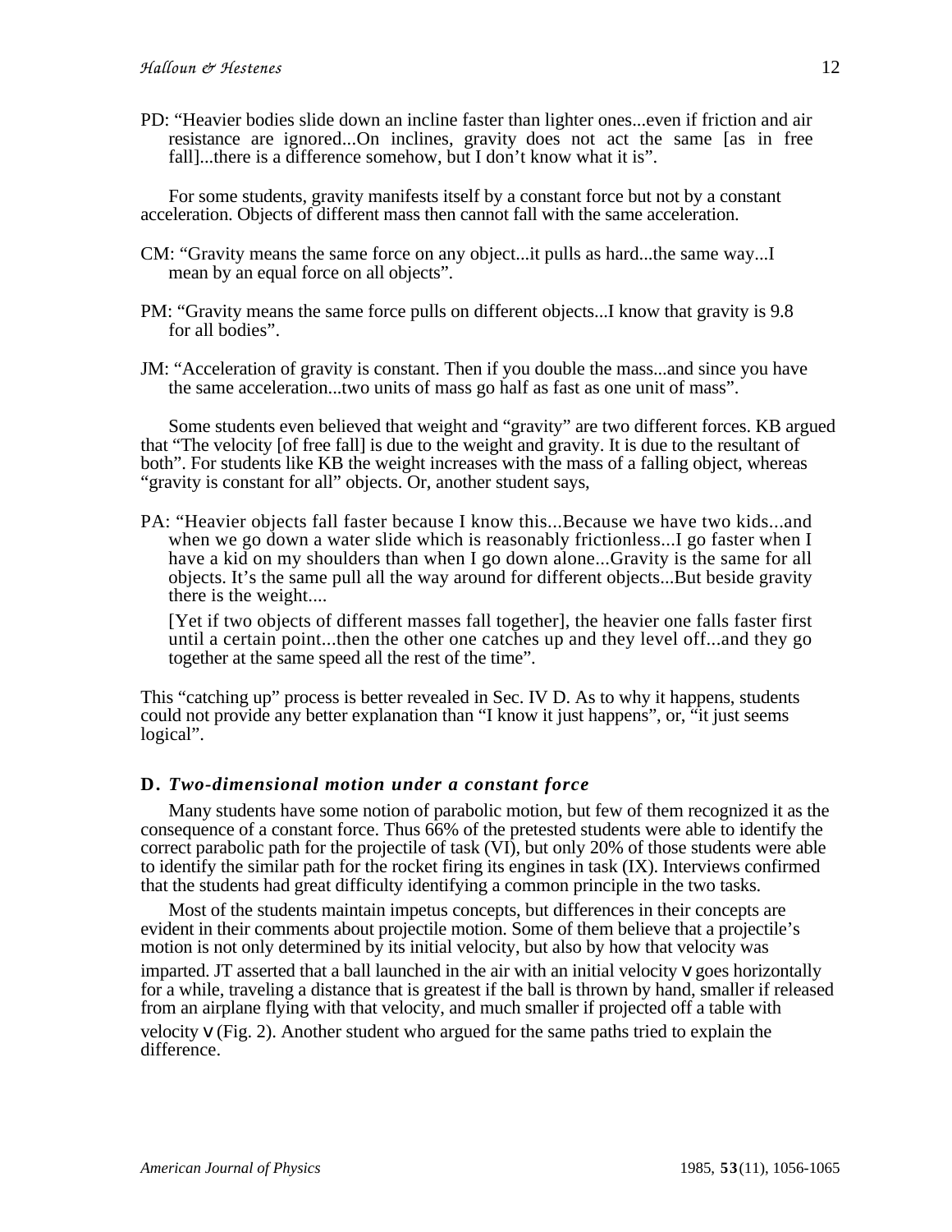PD: "Heavier bodies slide down an incline faster than lighter ones...even if friction and air resistance are ignored...On inclines, gravity does not act the same [as in free fall]...there is a difference somehow, but I don't know what it is".

For some students, gravity manifests itself by a constant force but not by a constant acceleration. Objects of different mass then cannot fall with the same acceleration.

CM: "Gravity means the same force on any object...it pulls as hard...the same way...I mean by an equal force on all objects".

PM: "Gravity means the same force pulls on different objects...I know that gravity is 9.8 for all bodies".

JM: "Acceleration of gravity is constant. Then if you double the mass...and since you have the same acceleration...two units of mass go half as fast as one unit of mass".

Some students even believed that weight and "gravity" are two different forces. KB argued that "The velocity [of free fall] is due to the weight and gravity. It is due to the resultant of both". For students like KB the weight increases with the mass of a falling object, whereas "gravity is constant for all" objects. Or, another student says,

PA: "Heavier objects fall faster because I know this...Because we have two kids...and when we go down a water slide which is reasonably frictionless...I go faster when I have a kid on my shoulders than when I go down alone...Gravity is the same for all objects. It's the same pull all the way around for different objects...But beside gravity there is the weight....

[Yet if two objects of different masses fall together], the heavier one falls faster first until a certain point...then the other one catches up and they level off...and they go together at the same speed all the rest of the time".

This "catching up" process is better revealed in Sec. IV D. As to why it happens, students could not provide any better explanation than "I know it just happens", or, "it just seems logical".

### D. *Two-dimensional motion under a constant force*

Many students have some notion of parabolic motion, but few of them recognized it as the consequence of a constant force. Thus 66% of the pretested students were able to identify the correct parabolic path for the projectile of task (VI), but only 20% of those students were able to identify the similar path for the rocket firing its engines in task (IX). Interviews confirmed that the students had great difficulty identifying a common principle in the two tasks.

Most of the students maintain impetus concepts, but differences in their concepts are evident in their comments about projectile motion. Some of them believe that a projectile's motion is not only determined by its initial velocity, but also by how that velocity was imparted. JT asserted that a ball launched in the air with an initial velocity $v$ goes horizontally for a while, traveling a distance that is greatest if the ball is thrown by hand, smaller if released from an airplane flying with that velocity, and much smaller if projected off a table with velocity $v$ (Fig. 2). Another student who argued for the same paths tried to explain the difference.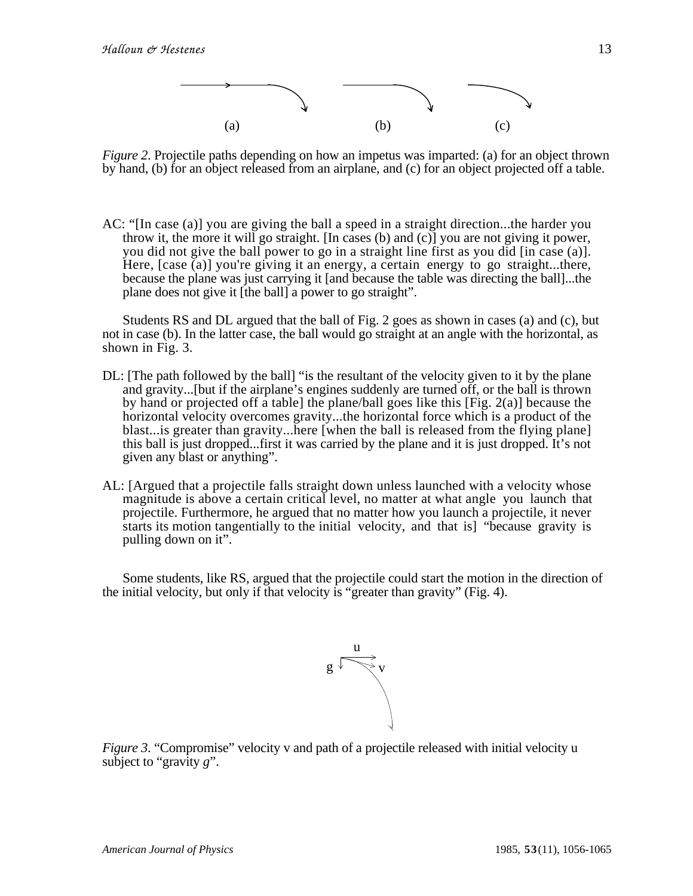(a) (b) (c)

*Figure 2.* Projectile paths depending on how an impetus was imparted: (a) for an object thrown by hand, (b) for an object released from an airplane, and (c) for an object projected off a table.

AC: "[In case (a)] you are giving the ball a speed in a straight direction...the harder you throw it, the more it will go straight. [In cases (b) and (c)] you are not giving it power, you did not give the ball power to go in a straight line first as you did [in case (a)]. Here, [case (a)] you're giving it an energy, a certain energy to go straight...there, because the plane was just carrying it [and because the table was directing the ball]...the plane does not give it [the ball] a power to go straight".

Students RS and DL argued that the ball of Fig. 2 goes as shown in cases (a) and (c), but not in case (b). In the latter case, the ball would go straight at an angle with the horizontal, as shown in Fig. 3.

DL: [The path followed by the ball] "is the resultant of the velocity given to it by the plane and gravity...[but if the airplane's engines suddenly are turned off, or the ball is thrown by hand or projected off a table] the plane/ball goes like this [Fig. 2(a)] because the horizontal velocity overcomes gravity...the horizontal force which is a product of the blast...is greater than gravity...here [when the ball is released from the flying plane] this ball is just dropped...first it was carried by the plane and it is just dropped. It's not given any blast or anything".

AL: [Argued that a projectile falls straight down unless launched with a velocity whose magnitude is above a certain critical level, no matter at what angle you launch that projectile. Furthermore, he argued that no matter how you launch a projectile, it never starts its motion tangentially to the initial velocity, and that is] "because gravity is pulling down on it".

Some students, like RS, argued that the projectile could start the motion in the direction of the initial velocity, but only if that velocity is "greater than gravity" (Fig. 4).

u

g v

*Figure 3.* "Compromise" velocity v and path of a projectile released with initial velocity u subject to "gravity *g*".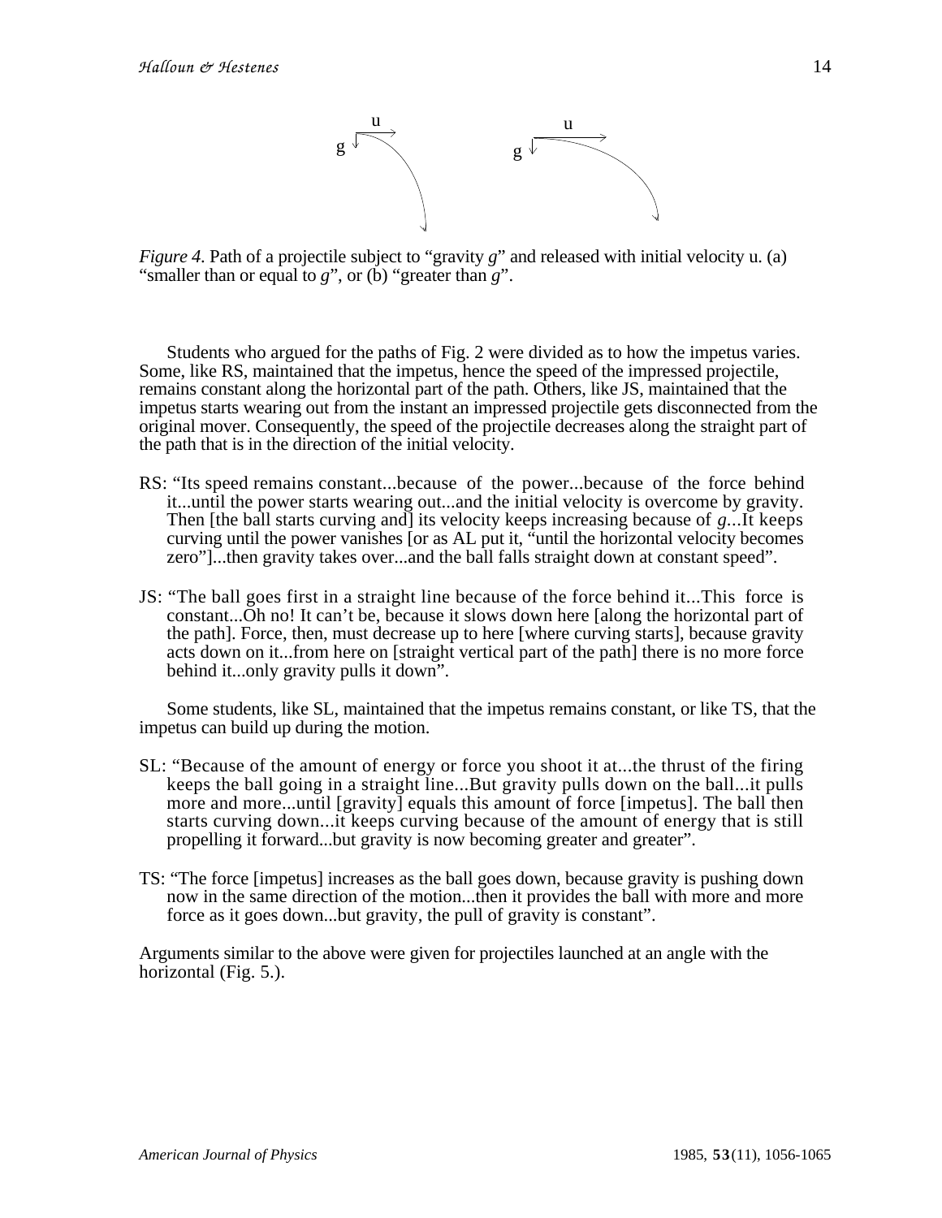*Figure 4.* Path of a projectile subject to "gravity *g*" and released with initial velocity u. (a) "smaller than or equal to *g*", or (b) "greater than *g*".

Students who argued for the paths of Fig. 2 were divided as to how the impetus varies. Some, like RS, maintained that the impetus, hence the speed of the impressed projectile, remains constant along the horizontal part of the path. Others, like JS, maintained that the impetus starts wearing out from the instant an impressed projectile gets disconnected from the original mover. Consequently, the speed of the projectile decreases along the straight part of the path that is in the direction of the initial velocity.

RS: "Its speed remains constant...because of the power...because of the force behind it...until the power starts wearing out...and the initial velocity is overcome by gravity. Then [the ball starts curving and] its velocity keeps increasing because of *g*...It keeps curving until the power vanishes [or as AL put it, "until the horizontal velocity becomes zero"]...then gravity takes over...and the ball falls straight down at constant speed".

JS: "The ball goes first in a straight line because of the force behind it...This force is constant...Oh no! It can't be, because it slows down here [along the horizontal part of the path]. Force, then, must decrease up to here [where curving starts], because gravity acts down on it...from here on [straight vertical part of the path] there is no more force behind it...only gravity pulls it down".

Some students, like SL, maintained that the impetus remains constant, or like TS, that the impetus can build up during the motion.

SL: "Because of the amount of energy or force you shoot it at...the thrust of the firing keeps the ball going in a straight line...But gravity pulls down on the ball...it pulls more and more...until [gravity] equals this amount of force [impetus]. The ball then starts curving down...it keeps curving because of the amount of energy that is still propelling it forward...but gravity is now becoming greater and greater".

TS: "The force [impetus] increases as the ball goes down, because gravity is pushing down now in the same direction of the motion...then it provides the ball with more and more force as it goes down...but gravity, the pull of gravity is constant".

Arguments similar to the above were given for projectiles launched at an angle with the horizontal (Fig. 5.).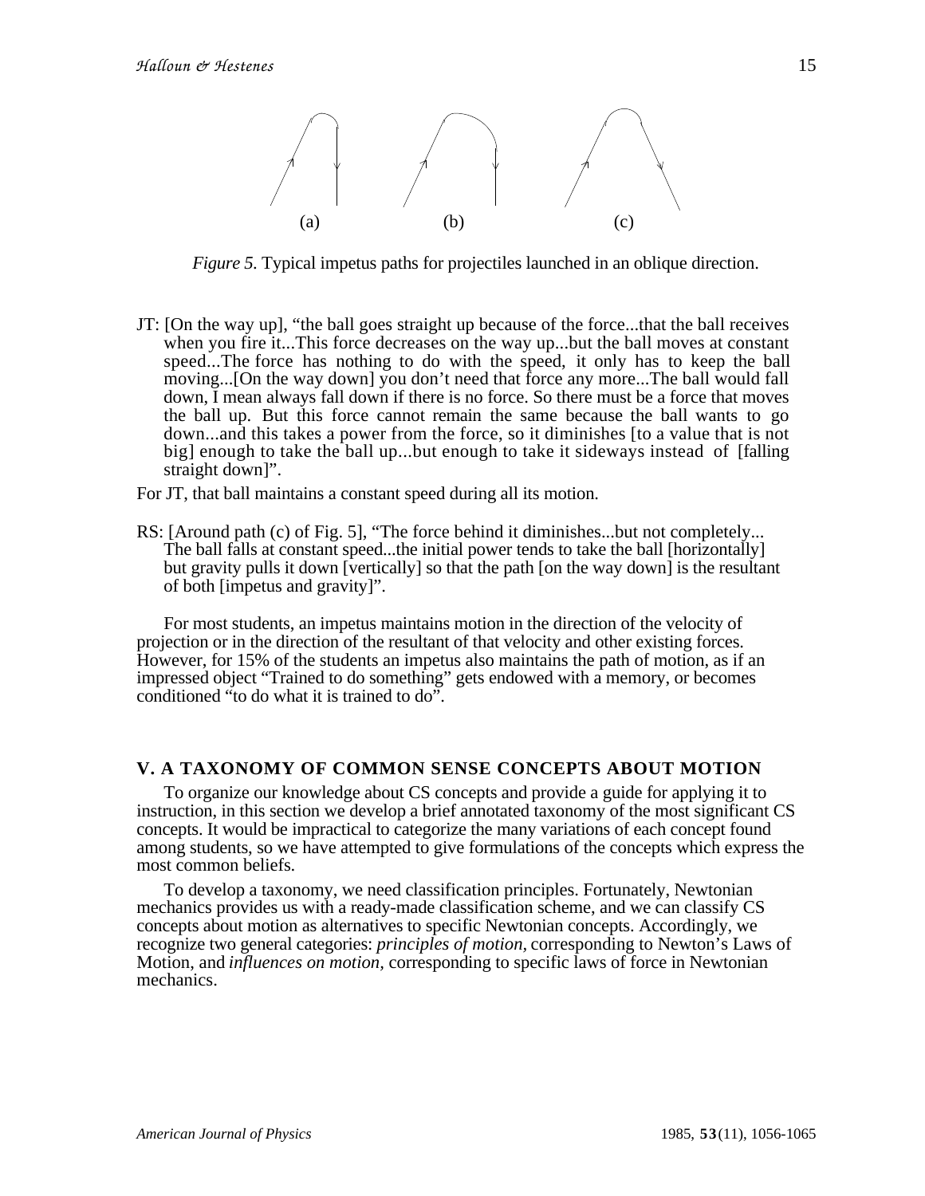(a) (b) (c)

*Figure 5.* Typical impetus paths for projectiles launched in an oblique direction.

JT: [On the way up], "the ball goes straight up because of the force...that the ball receives when you fire it...This force decreases on the way up...but the ball moves at constant speed...The force has nothing to do with the speed, it only has to keep the ball moving...[On the way down] you don't need that force any more...The ball would fall down, I mean always fall down if there is no force. So there must be a force that moves the ball up. But this force cannot remain the same because the ball wants to go down...and this takes a power from the force, so it diminishes [to a value that is not big] enough to take the ball up...but enough to take it sideways instead of [falling straight down]".

For JT, that ball maintains a constant speed during all its motion.

RS: [Around path (c) of Fig. 5], "The force behind it diminishes...but not completely... The ball falls at constant speed...the initial power tends to take the ball [horizontally] but gravity pulls it down [vertically] so that the path [on the way down] is the resultant of both [impetus and gravity]".

For most students, an impetus maintains motion in the direction of the velocity of projection or in the direction of the resultant of that velocity and other existing forces. However, for 15% of the students an impetus also maintains the path of motion, as if an impressed object "Trained to do something" gets endowed with a memory, or becomes conditioned "to do what it is trained to do".

## V. A TAXONOMY OF COMMON SENSE CONCEPTS ABOUT MOTION

To organize our knowledge about CS concepts and provide a guide for applying it to instruction, in this section we develop a brief annotated taxonomy of the most significant CS concepts. It would be impractical to categorize the many variations of each concept found among students, so we have attempted to give formulations of the concepts which express the most common beliefs.

To develop a taxonomy, we need classification principles. Fortunately, Newtonian mechanics provides us with a ready-made classification scheme, and we can classify CS concepts about motion as alternatives to specific Newtonian concepts. Accordingly, we recognize two general categories: *principles of motion*, corresponding to Newton's Laws of Motion, and *influences on motion*, corresponding to specific laws of force in Newtonian mechanics.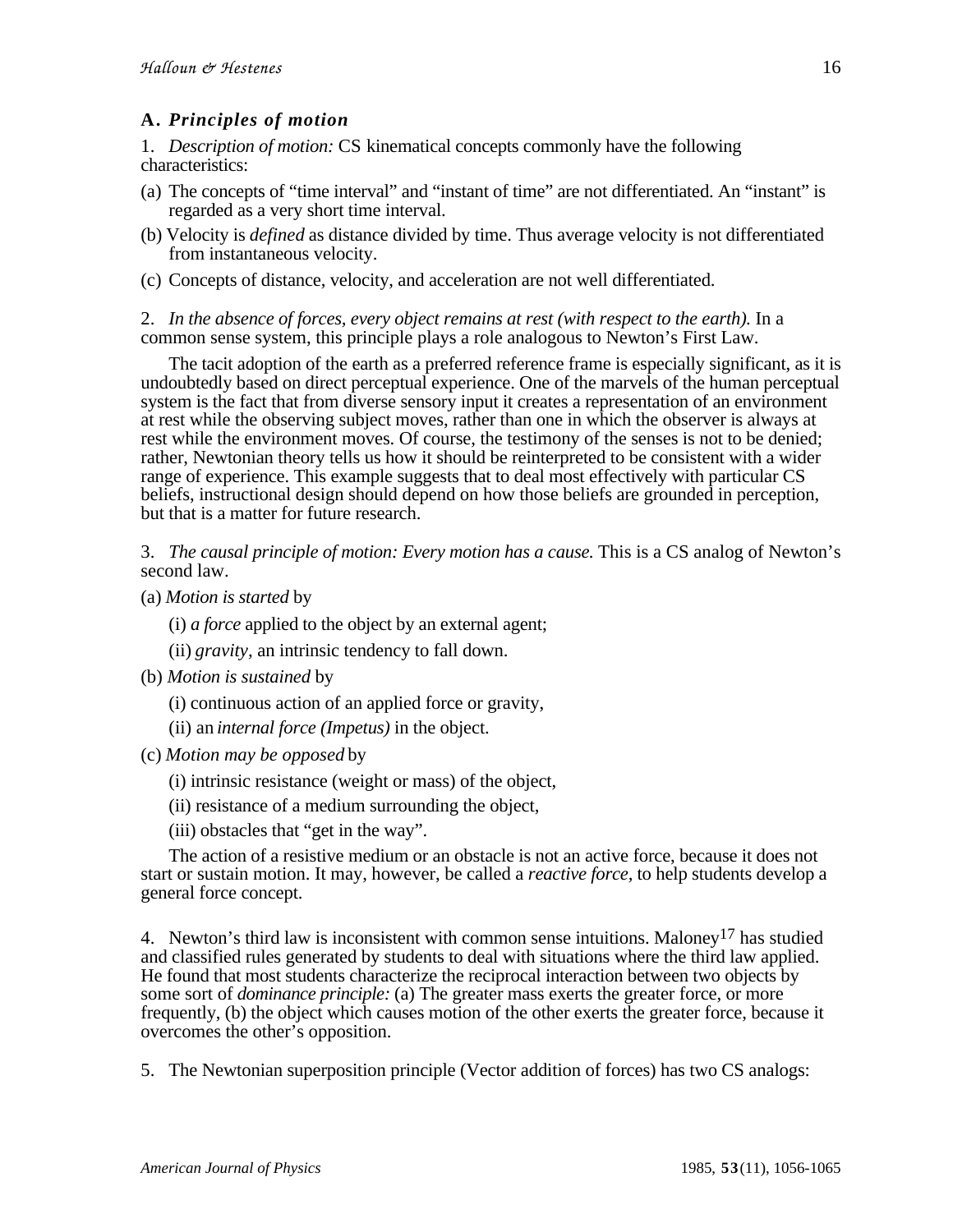### A. *Principles of motion*

1. *Description of motion:* CS kinematical concepts commonly have the following characteristics:

(a) The concepts of "time interval" and "instant of time" are not differentiated. An "instant" is regarded as a very short time interval.

(b) Velocity is *defined* as distance divided by time. Thus average velocity is not differentiated from instantaneous velocity.

(c) Concepts of distance, velocity, and acceleration are not well differentiated.

2. *In the absence of forces, every object remains at rest (with respect to the earth).* In a common sense system, this principle plays a role analogous to Newton's First Law.

The tacit adoption of the earth as a preferred reference frame is especially significant, as it is undoubtedly based on direct perceptual experience. One of the marvels of the human perceptual system is the fact that from diverse sensory input it creates a representation of an environment at rest while the observing subject moves, rather than one in which the observer is always at rest while the environment moves. Of course, the testimony of the senses is not to be denied; rather, Newtonian theory tells us how it should be reinterpreted to be consistent with a wider range of experience. This example suggests that to deal most effectively with particular CS beliefs, instructional design should depend on how those beliefs are grounded in perception, but that is a matter for future research.

3. *The causal principle of motion: Every motion has a cause.* This is a CS analog of Newton's second law.

(a) *Motion is started* by

(i) *a force* applied to the object by an external agent;

(ii) *gravity*, an intrinsic tendency to fall down.

(b) *Motion is sustained* by

(i) continuous action of an applied force or gravity,

(ii) an *internal force (Impetus)* in the object.

(c) *Motion may be opposed* by

(i) intrinsic resistance (weight or mass) of the object,

(ii) resistance of a medium surrounding the object,

(iii) obstacles that "get in the way".

The action of a resistive medium or an obstacle is not an active force, because it does not start or sustain motion. It may, however, be called a *reactive force,* to help students develop a general force concept.

4. Newton's third law is inconsistent with common sense intuitions. Maloney[17] has studied and classified rules generated by students to deal with situations where the third law applied. He found that most students characterize the reciprocal interaction between two objects by some sort of *dominance principle:* (a) The greater mass exerts the greater force, or more frequently, (b) the object which causes motion of the other exerts the greater force, because it overcomes the other's opposition.

5. The Newtonian superposition principle (Vector addition of forces) has two CS analogs: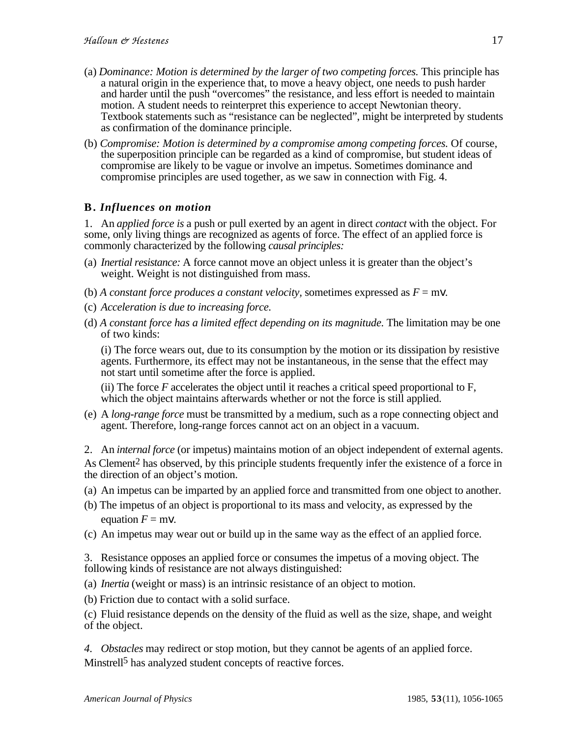(a) *Dominance: Motion is determined by the larger of two competing forces.* This principle has a natural origin in the experience that, to move a heavy object, one needs to push harder and harder until the push "overcomes" the resistance, and less effort is needed to maintain motion. A student needs to reinterpret this experience to accept Newtonian theory. Textbook statements such as "resistance can be neglected", might be interpreted by students as confirmation of the dominance principle.

(b) *Compromise: Motion is determined by a compromise among competing forces.* Of course, the superposition principle can be regarded as a kind of compromise, but student ideas of compromise are likely to be vague or involve an impetus. Sometimes dominance and compromise principles are used together, as we saw in connection with Fig. 4.

### B. *Influences on motion*

1. An *applied force is* a push or pull exerted by an agent in direct *contact* with the object. For some, only living things are recognized as agents of force. The effect of an applied force is commonly characterized by the following *causal principles:*

(a) *Inertial resistance:* A force cannot move an object unless it is greater than the object's weight. Weight is not distinguished from mass.

(b) *A constant force produces a constant velocity,* sometimes expressed as $F = m\mathbf{v}$.

(c) *Acceleration is due to increasing force.*

(d) *A constant force has a limited effect depending on its magnitude.* The limitation may be one of two kinds:

(i) The force wears out, due to its consumption by the motion or its dissipation by resistive agents. Furthermore, its effect may not be instantaneous, in the sense that the effect may not start until sometime after the force is applied.

(ii) The force $F$ accelerates the object until it reaches a critical speed proportional to F, which the object maintains afterwards whether or not the force is still applied.

(e) A *long-range force* must be transmitted by a medium, such as a rope connecting object and agent. Therefore, long-range forces cannot act on an object in a vacuum.

2. An *internal force* (or impetus) maintains motion of an object independent of external agents. As Clement[2] has observed, by this principle students frequently infer the existence of a force in the direction of an object's motion.

(a) An impetus can be imparted by an applied force and transmitted from one object to another.

(b) The impetus of an object is proportional to its mass and velocity, as expressed by the equation $F = m\mathbf{v}$.

(c) An impetus may wear out or build up in the same way as the effect of an applied force.

3. Resistance opposes an applied force or consumes the impetus of a moving object. The following kinds of resistance are not always distinguished:

(a) *Inertia* (weight or mass) is an intrinsic resistance of an object to motion.

(b) Friction due to contact with a solid surface.

(c) Fluid resistance depends on the density of the fluid as well as the size, shape, and weight of the object.

*4. Obstacles* may redirect or stop motion, but they cannot be agents of an applied force. Minstrell[5] has analyzed student concepts of reactive forces.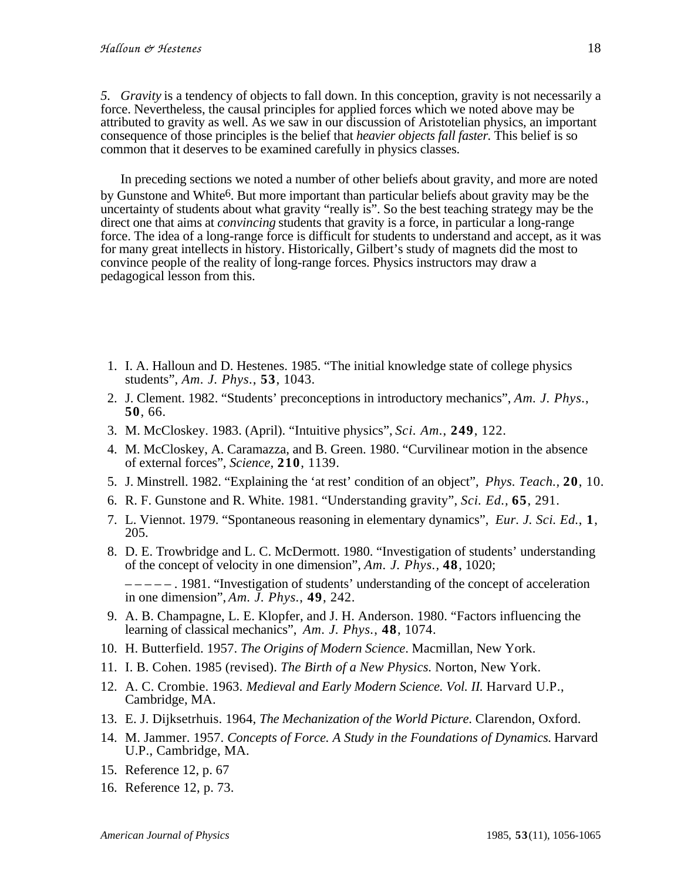*5. Gravity* is a tendency of objects to fall down. In this conception, gravity is not necessarily a force. Nevertheless, the causal principles for applied forces which we noted above may be attributed to gravity as well. As we saw in our discussion of Aristotelian physics, an important consequence of those principles is the belief that *heavier objects fall faster.* This belief is so common that it deserves to be examined carefully in physics classes.

In preceding sections we noted a number of other beliefs about gravity, and more are noted by Gunstone and White[6]. But more important than particular beliefs about gravity may be the uncertainty of students about what gravity "really is". So the best teaching strategy may be the direct one that aims at *convincing* students that gravity is a force, in particular a long-range force. The idea of a long-range force is difficult for students to understand and accept, as it was for many great intellects in history. Historically, Gilbert's study of magnets did the most to convince people of the reality of long-range forces. Physics instructors may draw a pedagogical lesson from this.

1. I. A. Halloun and D. Hestenes. 1985. "The initial knowledge state of college physics students", *Am. J. Phys.*, **53**, 1043.
2. J. Clement. 1982. "Students' preconceptions in introductory mechanics", *Am. J. Phys.*, **50**, 66.
3. M. McCloskey. 1983. (April). "Intuitive physics", *Sci. Am.*, **249**, 122.
4. M. McCloskey, A. Caramazza, and B. Green. 1980. "Curvilinear motion in the absence of external forces", *Science*, **210**, 1139.
5. J. Minstrell. 1982. "Explaining the 'at rest' condition of an object", *Phys. Teach.*, **20**, 10.
6. R. F. Gunstone and R. White. 1981. "Understanding gravity", *Sci. Ed.,* **65**, 291.
7. L. Viennot. 1979. "Spontaneous reasoning in elementary dynamics", *Eur. J. Sci. Ed.*, **1**, 205.
8. D. E. Trowbridge and L. C. McDermott. 1980. "Investigation of students' understanding of the concept of velocity in one dimension", *Am. J. Phys.*, **48**, 1020;

   – – – – – . 1981. "Investigation of students' understanding of the concept of acceleration in one dimension", *Am. J. Phys.*, **49**, 242.
9. A. B. Champagne, L. E. Klopfer, and J. H. Anderson. 1980. "Factors influencing the learning of classical mechanics", *Am. J. Phys.*, **48**, 1074.
10. H. Butterfield. 1957. *The Origins of Modern Science*. Macmillan, New York.
11. I. B. Cohen. 1985 (revised). *The Birth of a New Physics.* Norton, New York.
12. A. C. Crombie. 1963. *Medieval and Early Modern Science. Vol. II.* Harvard U.P., Cambridge, MA.
13. E. J. Dijksetrhuis. 1964, *The Mechanization of the World Picture.* Clarendon, Oxford.
14. M. Jammer. 1957. *Concepts of Force. A Study in the Foundations of Dynamics.* Harvard U.P., Cambridge, MA.
15. Reference 12, p. 67
16. Reference 12, p. 73.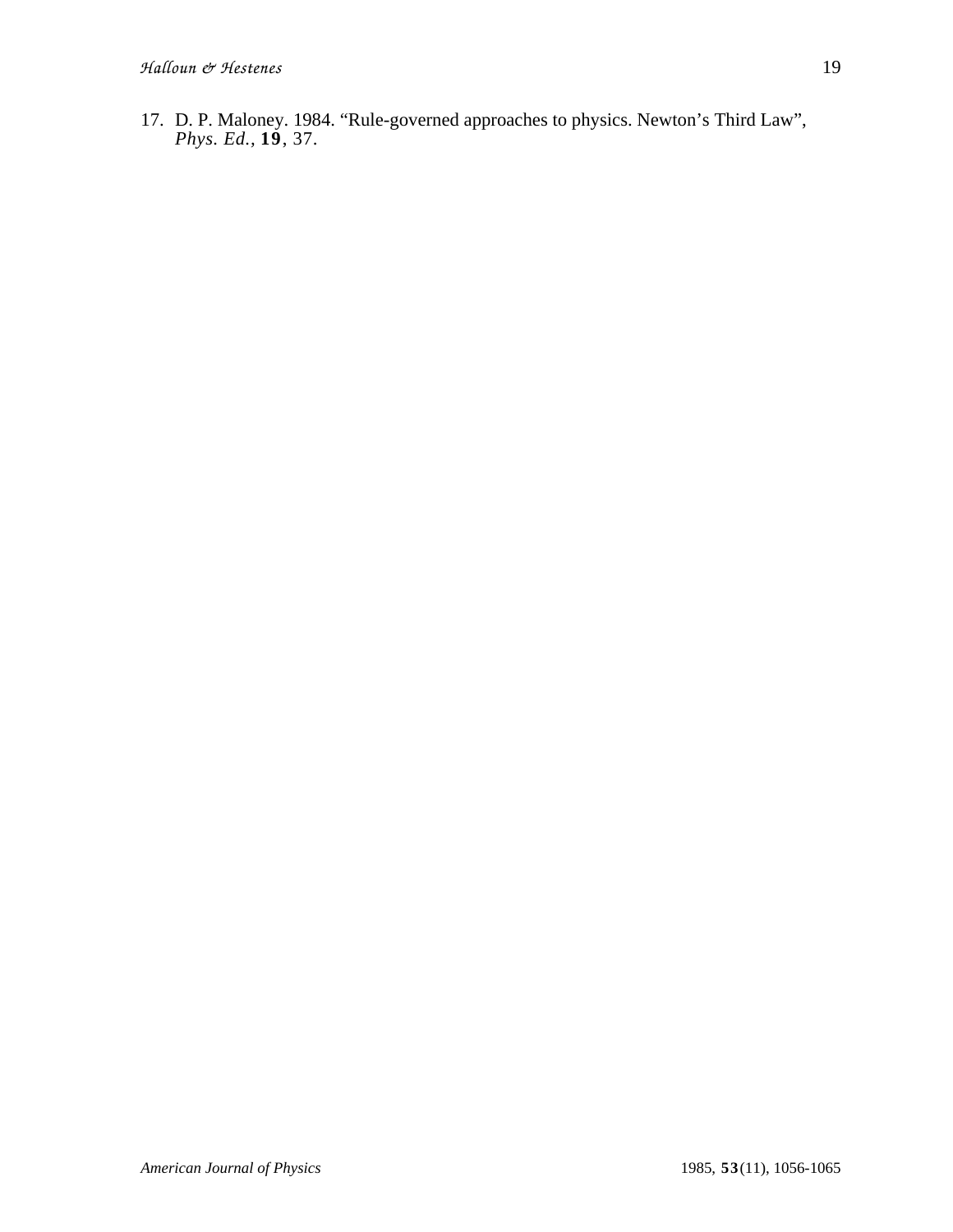17. D. P. Maloney. 1984. "Rule-governed approaches to physics. Newton's Third Law", *Phys. Ed.*, **19**, 37.